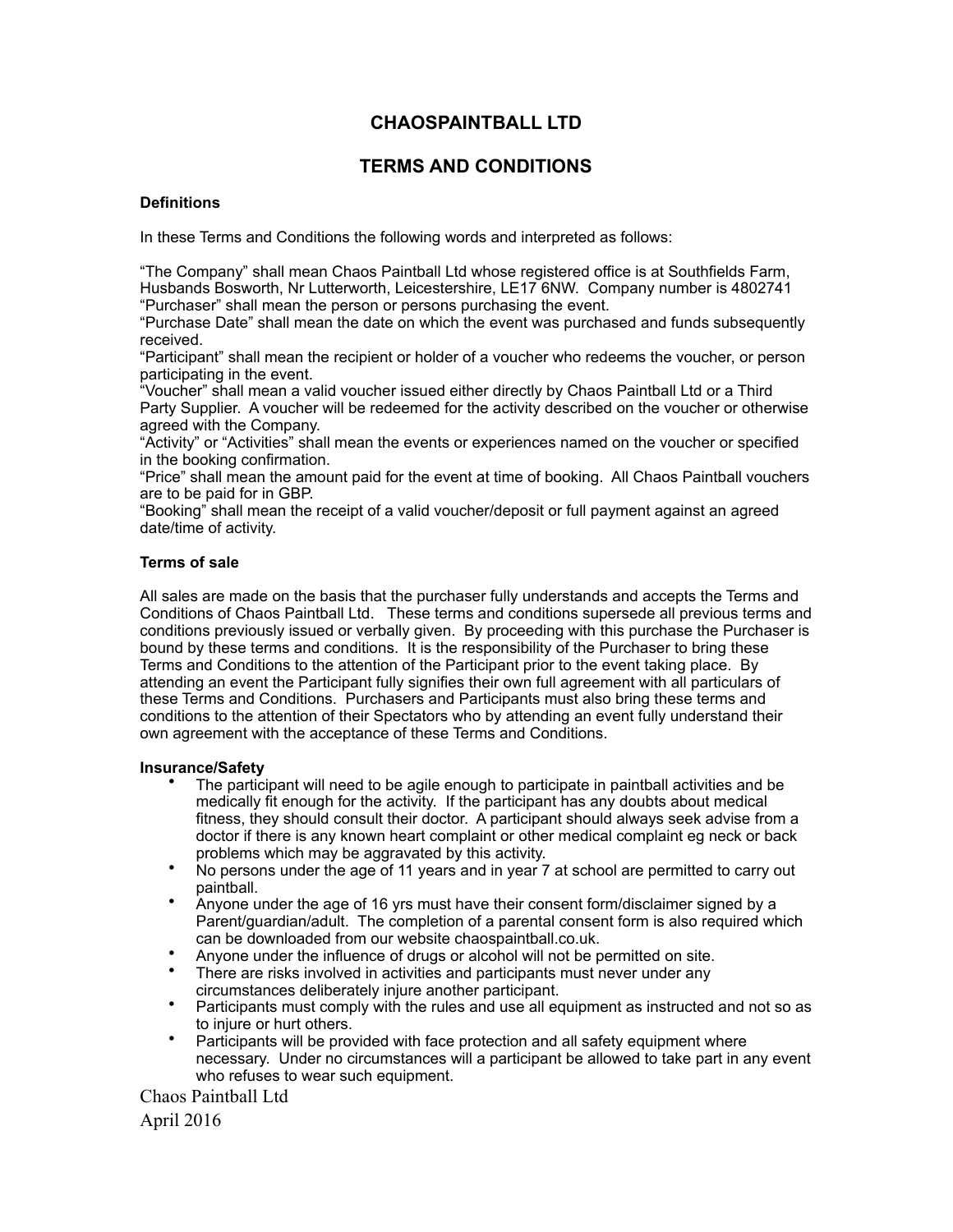# CHAOSPAINTBALL LTD

## TERMS AND CONDITIONS

**Definitions**

In these Terms and Conditions the following words and interpreted as follows:

"The Company" shall mean Chaos Paintball Ltd whose registered office is at Southfields Farm, Husbands Bosworth, Nr Lutterworth, Leicestershire, LE17 6NW. Company number is 4802741
"Purchaser" shall mean the person or persons purchasing the event.
"Purchase Date" shall mean the date on which the event was purchased and funds subsequently received.
"Participant" shall mean the recipient or holder of a voucher who redeems the voucher, or person participating in the event.
"Voucher" shall mean a valid voucher issued either directly by Chaos Paintball Ltd or a Third Party Supplier. A voucher will be redeemed for the activity described on the voucher or otherwise agreed with the Company.
"Activity" or "Activities" shall mean the events or experiences named on the voucher or specified in the booking confirmation.
"Price" shall mean the amount paid for the event at time of booking. All Chaos Paintball vouchers are to be paid for in GBP.
"Booking" shall mean the receipt of a valid voucher/deposit or full payment against an agreed date/time of activity.

**Terms of sale**

All sales are made on the basis that the purchaser fully understands and accepts the Terms and Conditions of Chaos Paintball Ltd. These terms and conditions supersede all previous terms and conditions previously issued or verbally given. By proceeding with this purchase the Purchaser is bound by these terms and conditions. It is the responsibility of the Purchaser to bring these Terms and Conditions to the attention of the Participant prior to the event taking place. By attending an event the Participant fully signifies their own full agreement with all particulars of these Terms and Conditions. Purchasers and Participants must also bring these terms and conditions to the attention of their Spectators who by attending an event fully understand their own agreement with the acceptance of these Terms and Conditions.

**Insurance/Safety**

- The participant will need to be agile enough to participate in paintball activities and be medically fit enough for the activity. If the participant has any doubts about medical fitness, they should consult their doctor. A participant should always seek advise from a doctor if there is any known heart complaint or other medical complaint eg neck or back problems which may be aggravated by this activity.
- No persons under the age of 11 years and in year 7 at school are permitted to carry out paintball.
- Anyone under the age of 16 yrs must have their consent form/disclaimer signed by a Parent/guardian/adult. The completion of a parental consent form is also required which can be downloaded from our website chaospaintball.co.uk.
- Anyone under the influence of drugs or alcohol will not be permitted on site.
- There are risks involved in activities and participants must never under any circumstances deliberately injure another participant.
- Participants must comply with the rules and use all equipment as instructed and not so as to injure or hurt others.
- Participants will be provided with face protection and all safety equipment where necessary. Under no circumstances will a participant be allowed to take part in any event who refuses to wear such equipment.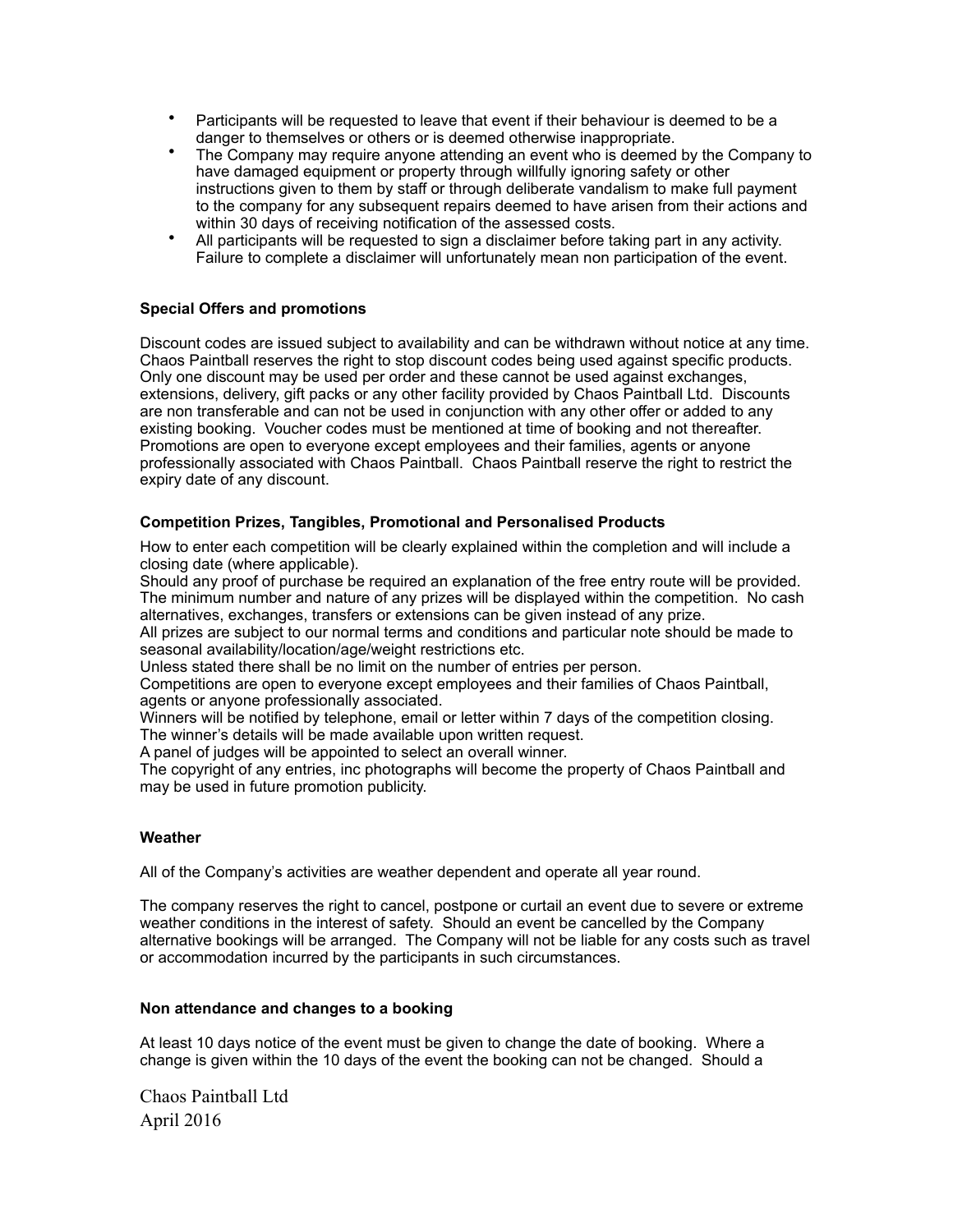- Participants will be requested to leave that event if their behaviour is deemed to be a danger to themselves or others or is deemed otherwise inappropriate.
- The Company may require anyone attending an event who is deemed by the Company to have damaged equipment or property through willfully ignoring safety or other instructions given to them by staff or through deliberate vandalism to make full payment to the company for any subsequent repairs deemed to have arisen from their actions and within 30 days of receiving notification of the assessed costs.
- All participants will be requested to sign a disclaimer before taking part in any activity. Failure to complete a disclaimer will unfortunately mean non participation of the event.

**Special Offers and promotions**

Discount codes are issued subject to availability and can be withdrawn without notice at any time. Chaos Paintball reserves the right to stop discount codes being used against specific products. Only one discount may be used per order and these cannot be used against exchanges, extensions, delivery, gift packs or any other facility provided by Chaos Paintball Ltd. Discounts are non transferable and can not be used in conjunction with any other offer or added to any existing booking. Voucher codes must be mentioned at time of booking and not thereafter. Promotions are open to everyone except employees and their families, agents or anyone professionally associated with Chaos Paintball. Chaos Paintball reserve the right to restrict the expiry date of any discount.

**Competition Prizes, Tangibles, Promotional and Personalised Products**

How to enter each competition will be clearly explained within the completion and will include a closing date (where applicable).
Should any proof of purchase be required an explanation of the free entry route will be provided.
The minimum number and nature of any prizes will be displayed within the competition. No cash alternatives, exchanges, transfers or extensions can be given instead of any prize.
All prizes are subject to our normal terms and conditions and particular note should be made to seasonal availability/location/age/weight restrictions etc.
Unless stated there shall be no limit on the number of entries per person.
Competitions are open to everyone except employees and their families of Chaos Paintball, agents or anyone professionally associated.
Winners will be notified by telephone, email or letter within 7 days of the competition closing.
The winner's details will be made available upon written request.
A panel of judges will be appointed to select an overall winner.
The copyright of any entries, inc photographs will become the property of Chaos Paintball and may be used in future promotion publicity.

**Weather**

All of the Company's activities are weather dependent and operate all year round.

The company reserves the right to cancel, postpone or curtail an event due to severe or extreme weather conditions in the interest of safety. Should an event be cancelled by the Company alternative bookings will be arranged. The Company will not be liable for any costs such as travel or accommodation incurred by the participants in such circumstances.

**Non attendance and changes to a booking**

At least 10 days notice of the event must be given to change the date of booking. Where a change is given within the 10 days of the event the booking can not be changed. Should a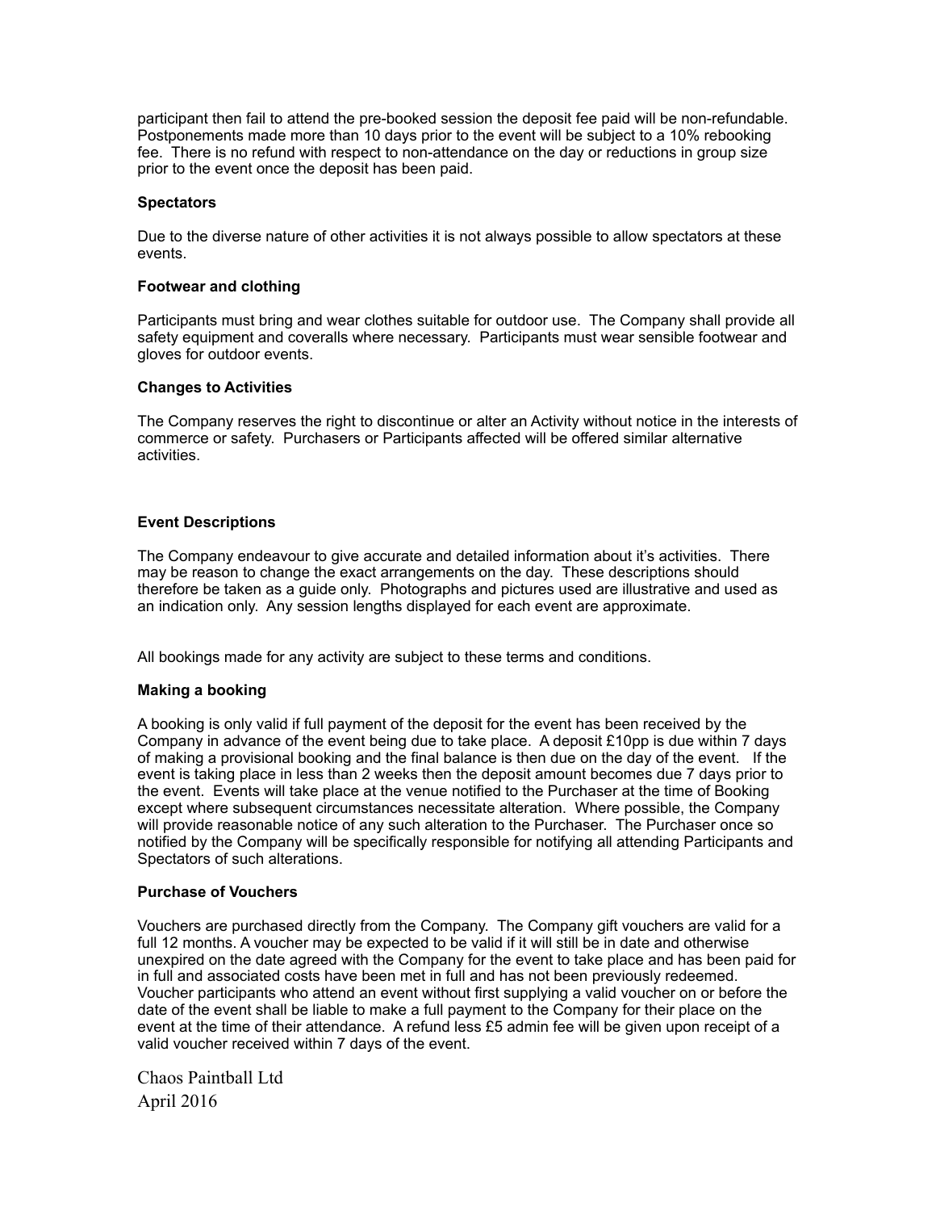participant then fail to attend the pre-booked session the deposit fee paid will be non-refundable. Postponements made more than 10 days prior to the event will be subject to a 10% rebooking fee. There is no refund with respect to non-attendance on the day or reductions in group size prior to the event once the deposit has been paid.

**Spectators**

Due to the diverse nature of other activities it is not always possible to allow spectators at these events.

**Footwear and clothing**

Participants must bring and wear clothes suitable for outdoor use. The Company shall provide all safety equipment and coveralls where necessary. Participants must wear sensible footwear and gloves for outdoor events.

**Changes to Activities**

The Company reserves the right to discontinue or alter an Activity without notice in the interests of commerce or safety. Purchasers or Participants affected will be offered similar alternative activities.

**Event Descriptions**

The Company endeavour to give accurate and detailed information about it's activities. There may be reason to change the exact arrangements on the day. These descriptions should therefore be taken as a guide only. Photographs and pictures used are illustrative and used as an indication only. Any session lengths displayed for each event are approximate.

All bookings made for any activity are subject to these terms and conditions.

**Making a booking**

A booking is only valid if full payment of the deposit for the event has been received by the Company in advance of the event being due to take place. A deposit £10pp is due within 7 days of making a provisional booking and the final balance is then due on the day of the event. If the event is taking place in less than 2 weeks then the deposit amount becomes due 7 days prior to the event. Events will take place at the venue notified to the Purchaser at the time of Booking except where subsequent circumstances necessitate alteration. Where possible, the Company will provide reasonable notice of any such alteration to the Purchaser. The Purchaser once so notified by the Company will be specifically responsible for notifying all attending Participants and Spectators of such alterations.

**Purchase of Vouchers**

Vouchers are purchased directly from the Company. The Company gift vouchers are valid for a full 12 months. A voucher may be expected to be valid if it will still be in date and otherwise unexpired on the date agreed with the Company for the event to take place and has been paid for in full and associated costs have been met in full and has not been previously redeemed. Voucher participants who attend an event without first supplying a valid voucher on or before the date of the event shall be liable to make a full payment to the Company for their place on the event at the time of their attendance. A refund less £5 admin fee will be given upon receipt of a valid voucher received within 7 days of the event.

Chaos Paintball Ltd
April 2016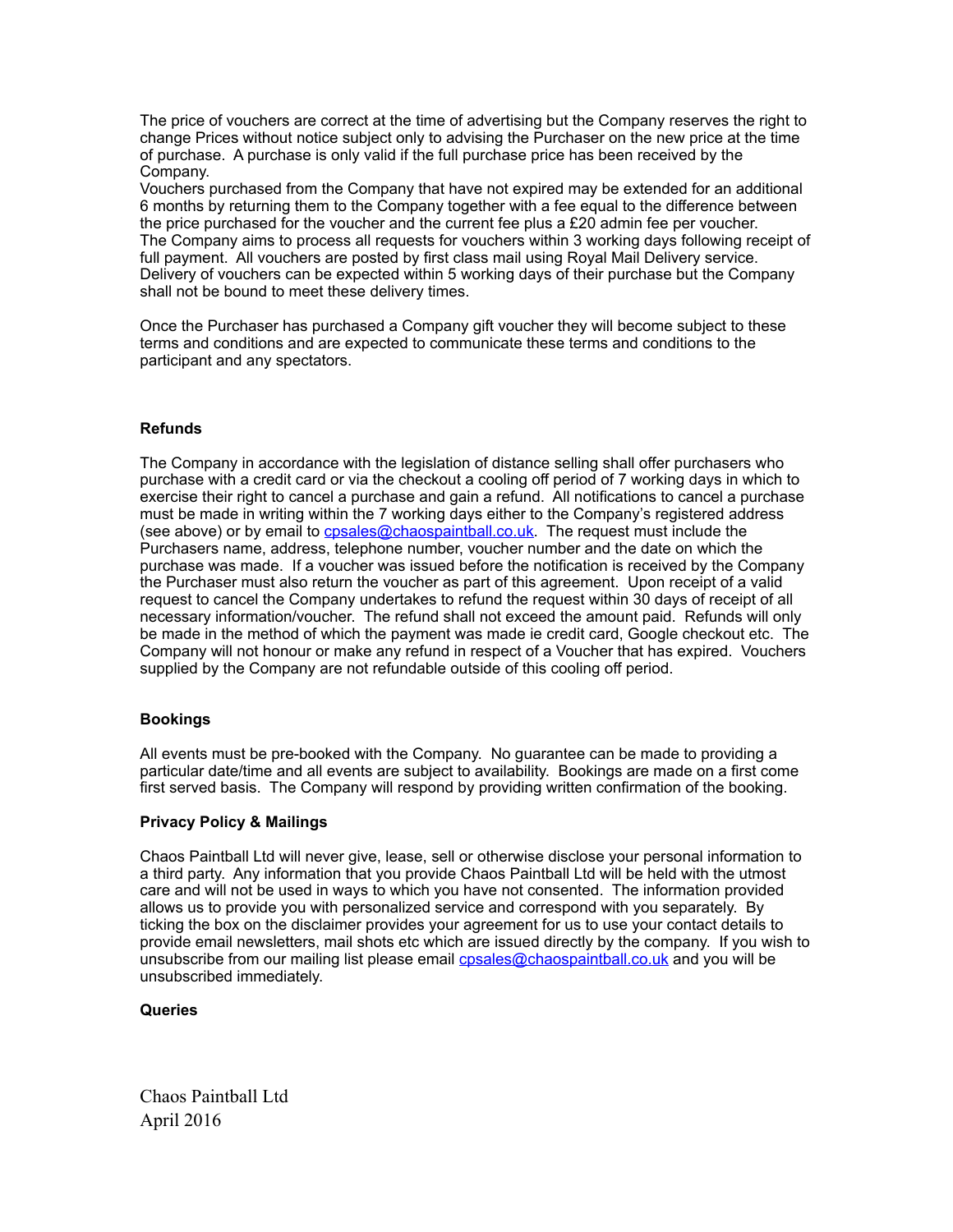The price of vouchers are correct at the time of advertising but the Company reserves the right to change Prices without notice subject only to advising the Purchaser on the new price at the time of purchase. A purchase is only valid if the full purchase price has been received by the Company.

Vouchers purchased from the Company that have not expired may be extended for an additional 6 months by returning them to the Company together with a fee equal to the difference between the price purchased for the voucher and the current fee plus a £20 admin fee per voucher.

The Company aims to process all requests for vouchers within 3 working days following receipt of full payment. All vouchers are posted by first class mail using Royal Mail Delivery service. Delivery of vouchers can be expected within 5 working days of their purchase but the Company shall not be bound to meet these delivery times.

Once the Purchaser has purchased a Company gift voucher they will become subject to these terms and conditions and are expected to communicate these terms and conditions to the participant and any spectators.

**Refunds**

The Company in accordance with the legislation of distance selling shall offer purchasers who purchase with a credit card or via the checkout a cooling off period of 7 working days in which to exercise their right to cancel a purchase and gain a refund. All notifications to cancel a purchase must be made in writing within the 7 working days either to the Company's registered address (see above) or by email to [cpsales@chaospaintball.co.uk](mailto:cpsales@chaospaintball.co.uk). The request must include the Purchasers name, address, telephone number, voucher number and the date on which the purchase was made. If a voucher was issued before the notification is received by the Company the Purchaser must also return the voucher as part of this agreement. Upon receipt of a valid request to cancel the Company undertakes to refund the request within 30 days of receipt of all necessary information/voucher. The refund shall not exceed the amount paid. Refunds will only be made in the method of which the payment was made ie credit card, Google checkout etc. The Company will not honour or make any refund in respect of a Voucher that has expired. Vouchers supplied by the Company are not refundable outside of this cooling off period.

**Bookings**

All events must be pre-booked with the Company. No guarantee can be made to providing a particular date/time and all events are subject to availability. Bookings are made on a first come first served basis. The Company will respond by providing written confirmation of the booking.

**Privacy Policy & Mailings**

Chaos Paintball Ltd will never give, lease, sell or otherwise disclose your personal information to a third party. Any information that you provide Chaos Paintball Ltd will be held with the utmost care and will not be used in ways to which you have not consented. The information provided allows us to provide you with personalized service and correspond with you separately. By ticking the box on the disclaimer provides your agreement for us to use your contact details to provide email newsletters, mail shots etc which are issued directly by the company. If you wish to unsubscribe from our mailing list please email [cpsales@chaospaintball.co.uk](mailto:cpsales@chaospaintball.co.uk) and you will be unsubscribed immediately.

**Queries**

Chaos Paintball Ltd
April 2016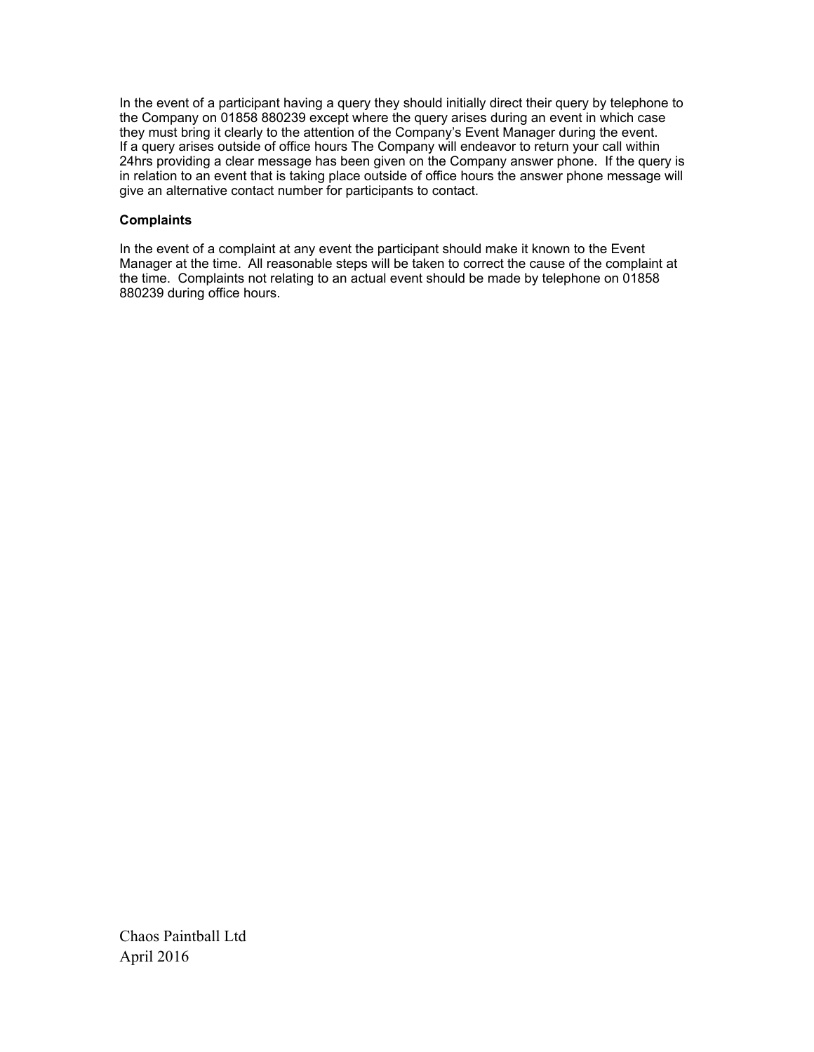In the event of a participant having a query they should initially direct their query by telephone to the Company on 01858 880239 except where the query arises during an event in which case they must bring it clearly to the attention of the Company's Event Manager during the event. If a query arises outside of office hours The Company will endeavor to return your call within 24hrs providing a clear message has been given on the Company answer phone. If the query is in relation to an event that is taking place outside of office hours the answer phone message will give an alternative contact number for participants to contact.

**Complaints**

In the event of a complaint at any event the participant should make it known to the Event Manager at the time. All reasonable steps will be taken to correct the cause of the complaint at the time. Complaints not relating to an actual event should be made by telephone on 01858 880239 during office hours.

Chaos Paintball Ltd
April 2016